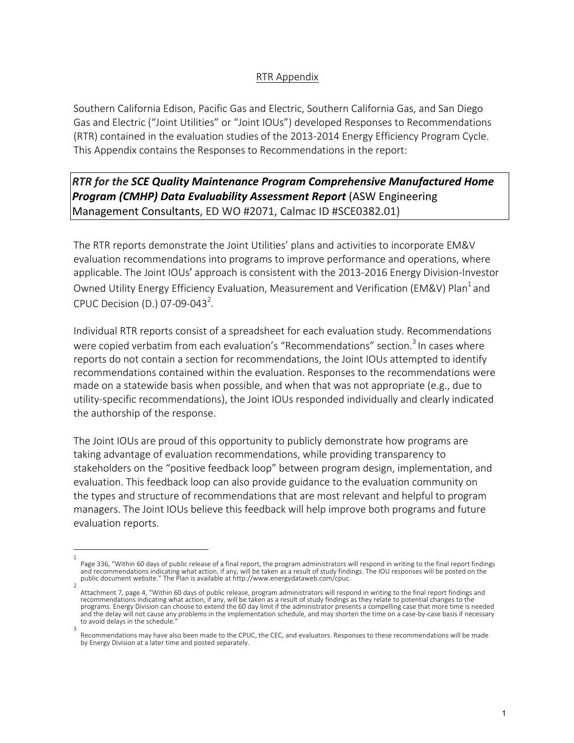## RTR Appendix

Southern California Edison, Pacific Gas and Electric, Southern California Gas, and San Diego Gas and Electric ("Joint Utilities" or "Joint IOUs") developed Responses to Recommendations (RTR) contained in the evaluation studies of the 2013-2014 Energy Efficiency Program Cycle. This Appendix contains the Responses to Recommendations in the report:

***RTR for the SCE Quality Maintenance Program Comprehensive Manufactured Home Program (CMHP) Data Evaluability Assessment Report*** (ASW Engineering Management Consultants, ED WO #2071, Calmac ID #SCE0382.01)

The RTR reports demonstrate the Joint Utilities' plans and activities to incorporate EM&V evaluation recommendations into programs to improve performance and operations, where applicable. The Joint IOUs' approach is consistent with the 2013-2016 Energy Division-Investor Owned Utility Energy Efficiency Evaluation, Measurement and Verification (EM&V) Plan[1] and CPUC Decision (D.) 07-09-043[2].

Individual RTR reports consist of a spreadsheet for each evaluation study. Recommendations were copied verbatim from each evaluation's "Recommendations" section.[3] In cases where reports do not contain a section for recommendations, the Joint IOUs attempted to identify recommendations contained within the evaluation. Responses to the recommendations were made on a statewide basis when possible, and when that was not appropriate (e.g., due to utility-specific recommendations), the Joint IOUs responded individually and clearly indicated the authorship of the response.

The Joint IOUs are proud of this opportunity to publicly demonstrate how programs are taking advantage of evaluation recommendations, while providing transparency to stakeholders on the "positive feedback loop" between program design, implementation, and evaluation. This feedback loop can also provide guidance to the evaluation community on the types and structure of recommendations that are most relevant and helpful to program managers. The Joint IOUs believe this feedback will help improve both programs and future evaluation reports.

---

[1] Page 336, "Within 60 days of public release of a final report, the program administrators will respond in writing to the final report findings and recommendations indicating what action, if any, will be taken as a result of study findings. The IOU responses will be posted on the public document website." The Plan is available at http://www.energydataweb.com/cpuc.

[2] Attachment 7, page 4, "Within 60 days of public release, program administrators will respond in writing to the final report findings and recommendations indicating what action, if any, will be taken as a result of study findings as they relate to potential changes to the programs. Energy Division can choose to extend the 60 day limit if the administrator presents a compelling case that more time is needed and the delay will not cause any problems in the implementation schedule, and may shorten the time on a case-by-case basis if necessary to avoid delays in the schedule."

[3] Recommendations may have also been made to the CPUC, the CEC, and evaluators. Responses to these recommendations will be made by Energy Division at a later time and posted separately.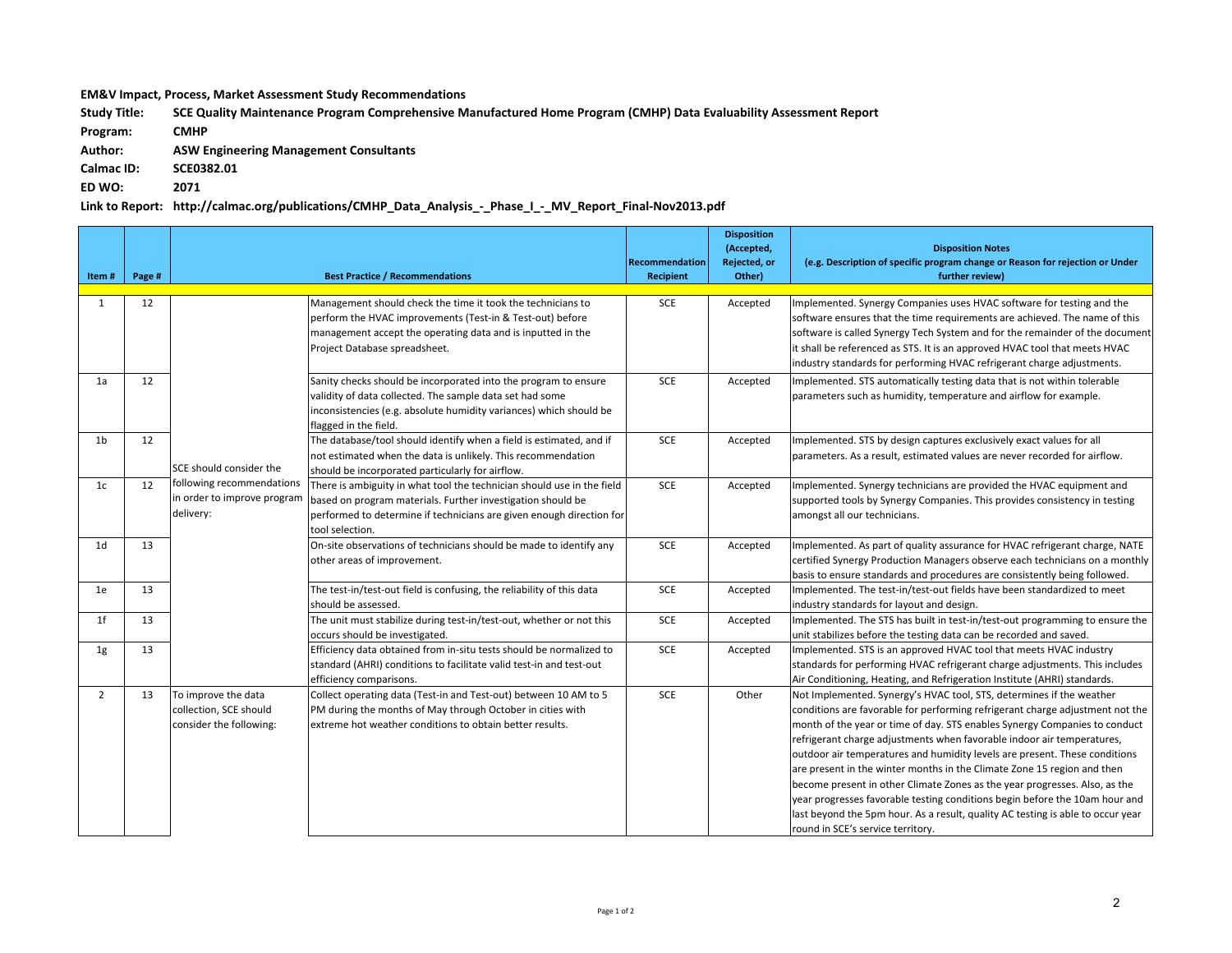**EM&V Impact, Process, Market Assessment Study Recommendations**

**Study Title:** **SCE Quality Maintenance Program Comprehensive Manufactured Home Program (CMHP) Data Evaluability Assessment Report**

**Program:** **CMHP**

**Author:** **ASW Engineering Management Consultants**

**Calmac ID:** **SCE0382.01**

**ED WO:** **2071**

**Link to Report:** **http://calmac.org/publications/CMHP_Data_Analysis_-_Phase_I_-_MV_Report_Final-Nov2013.pdf**

| Item # | Page # | Best Practice / Recommendations | | Recommendation Recipient | Disposition (Accepted, Rejected, or Other) | Disposition Notes (e.g. Description of specific program change or Reason for rejection or Under further review) |
|---|---|---|---|---|---|---|
| 1 | 12 | SCE should consider the following recommendations in order to improve program delivery: | Management should check the time it took the technicians to perform the HVAC improvements (Test-in & Test-out) before management accept the operating data and is inputted in the Project Database spreadsheet. | SCE | Accepted | Implemented. Synergy Companies uses HVAC software for testing and the software ensures that the time requirements are achieved. The name of this software is called Synergy Tech System and for the remainder of the document it shall be referenced as STS. It is an approved HVAC tool that meets HVAC industry standards for performing HVAC refrigerant charge adjustments. |
| 1a | 12 | | Sanity checks should be incorporated into the program to ensure validity of data collected. The sample data set had some inconsistencies (e.g. absolute humidity variances) which should be flagged in the field. | SCE | Accepted | Implemented. STS automatically testing data that is not within tolerable parameters such as humidity, temperature and airflow for example. |
| 1b | 12 | | The database/tool should identify when a field is estimated, and if not estimated when the data is unlikely. This recommendation should be incorporated particularly for airflow. | SCE | Accepted | Implemented. STS by design captures exclusively exact values for all parameters. As a result, estimated values are never recorded for airflow. |
| 1c | 12 | | There is ambiguity in what tool the technician should use in the field based on program materials. Further investigation should be performed to determine if technicians are given enough direction for tool selection. | SCE | Accepted | Implemented. Synergy technicians are provided the HVAC equipment and supported tools by Synergy Companies. This provides consistency in testing amongst all our technicians. |
| 1d | 13 | | On-site observations of technicians should be made to identify any other areas of improvement. | SCE | Accepted | Implemented. As part of quality assurance for HVAC refrigerant charge, NATE certified Synergy Production Managers observe each technicians on a monthly basis to ensure standards and procedures are consistently being followed. |
| 1e | 13 | | The test-in/test-out field is confusing, the reliability of this data should be assessed. | SCE | Accepted | Implemented. The test-in/test-out fields have been standardized to meet industry standards for layout and design. |
| 1f | 13 | | The unit must stabilize during test-in/test-out, whether or not this occurs should be investigated. | SCE | Accepted | Implemented. The STS has built in test-in/test-out programming to ensure the unit stabilizes before the testing data can be recorded and saved. |
| 1g | 13 | | Efficiency data obtained from in-situ tests should be normalized to standard (AHRI) conditions to facilitate valid test-in and test-out efficiency comparisons. | SCE | Accepted | Implemented. STS is an approved HVAC tool that meets HVAC industry standards for performing HVAC refrigerant charge adjustments. This includes Air Conditioning, Heating, and Refrigeration Institute (AHRI) standards. |
| 2 | 13 | To improve the data collection, SCE should consider the following: | Collect operating data (Test-in and Test-out) between 10 AM to 5 PM during the months of May through October in cities with extreme hot weather conditions to obtain better results. | SCE | Other | Not Implemented. Synergy's HVAC tool, STS, determines if the weather conditions are favorable for performing refrigerant charge adjustment not the month of the year or time of day. STS enables Synergy Companies to conduct refrigerant charge adjustments when favorable indoor air temperatures, outdoor air temperatures and humidity levels are present. These conditions are present in the winter months in the Climate Zone 15 region and then become present in other Climate Zones as the year progresses. Also, as the year progresses favorable testing conditions begin before the 10am hour and last beyond the 5pm hour. As a result, quality AC testing is able to occur year round in SCE's service territory. |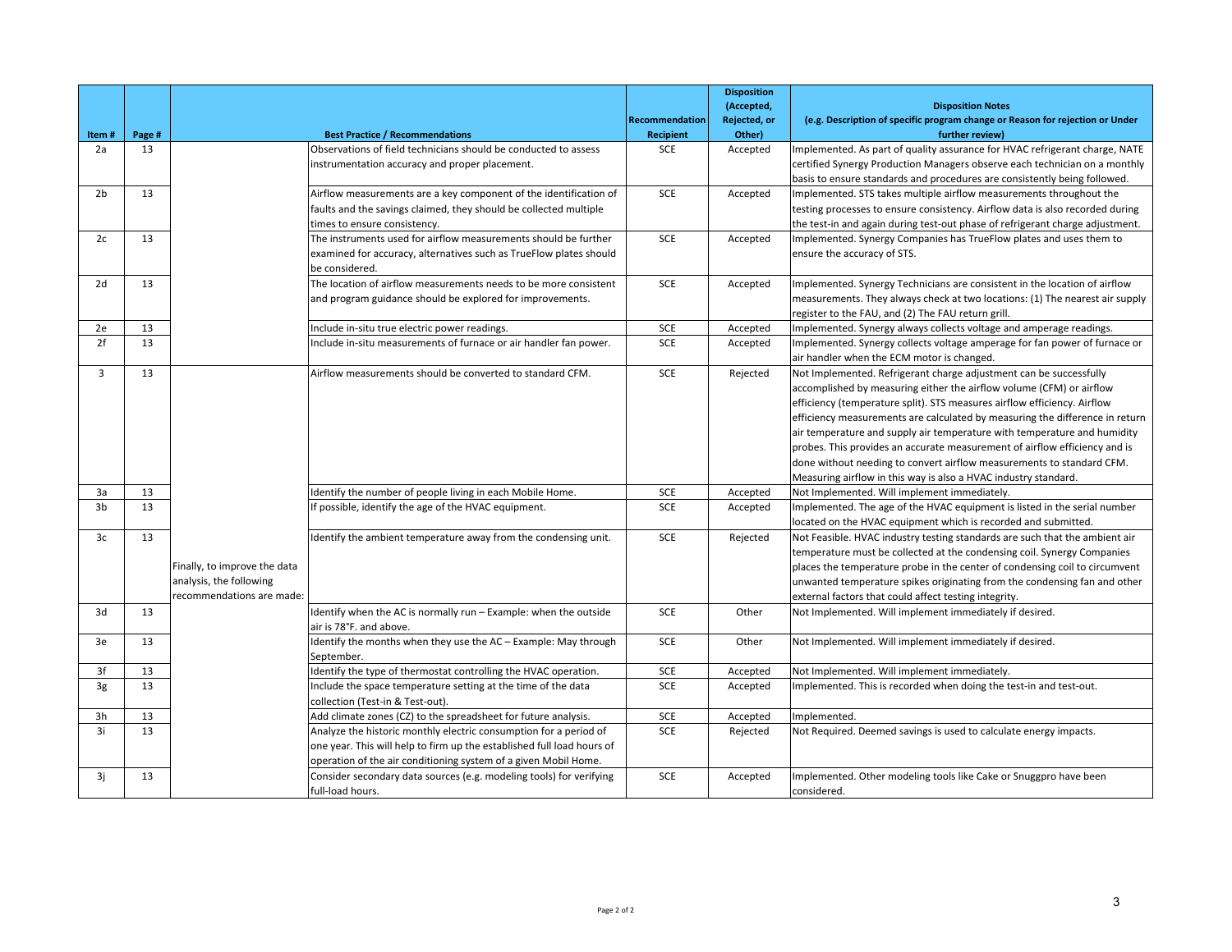| Item # | Page # | | Best Practice / Recommendations | Recommendation Recipient | Disposition (Accepted, Rejected, or Other) | Disposition Notes (e.g. Description of specific program change or Reason for rejection or Under further review) |
|---|---|---|---|---|---|---|
| 2a | 13 | | Observations of field technicians should be conducted to assess instrumentation accuracy and proper placement. | SCE | Accepted | Implemented. As part of quality assurance for HVAC refrigerant charge, NATE certified Synergy Production Managers observe each technician on a monthly basis to ensure standards and procedures are consistently being followed. |
| 2b | 13 | | Airflow measurements are a key component of the identification of faults and the savings claimed, they should be collected multiple times to ensure consistency. | SCE | Accepted | Implemented. STS takes multiple airflow measurements throughout the testing processes to ensure consistency. Airflow data is also recorded during the test-in and again during test-out phase of refrigerant charge adjustment. |
| 2c | 13 | | The instruments used for airflow measurements should be further examined for accuracy, alternatives such as TrueFlow plates should be considered. | SCE | Accepted | Implemented. Synergy Companies has TrueFlow plates and uses them to ensure the accuracy of STS. |
| 2d | 13 | | The location of airflow measurements needs to be more consistent and program guidance should be explored for improvements. | SCE | Accepted | Implemented. Synergy Technicians are consistent in the location of airflow measurements. They always check at two locations: (1) The nearest air supply register to the FAU, and (2) The FAU return grill. |
| 2e | 13 | | Include in-situ true electric power readings. | SCE | Accepted | Implemented. Synergy always collects voltage and amperage readings. |
| 2f | 13 | | Include in-situ measurements of furnace or air handler fan power. | SCE | Accepted | Implemented. Synergy collects voltage amperage for fan power of furnace or air handler when the ECM motor is changed. |
| 3 | 13 | Finally, to improve the data analysis, the following recommendations are made: | Airflow measurements should be converted to standard CFM. | SCE | Rejected | Not Implemented. Refrigerant charge adjustment can be successfully accomplished by measuring either the airflow volume (CFM) or airflow efficiency (temperature split). STS measures airflow efficiency. Airflow efficiency measurements are calculated by measuring the difference in return air temperature and supply air temperature with temperature and humidity probes. This provides an accurate measurement of airflow efficiency and is done without needing to convert airflow measurements to standard CFM. Measuring airflow in this way is also a HVAC industry standard. |
| 3a | 13 | | Identify the number of people living in each Mobile Home. | SCE | Accepted | Not Implemented. Will implement immediately. |
| 3b | 13 | | If possible, identify the age of the HVAC equipment. | SCE | Accepted | Implemented. The age of the HVAC equipment is listed in the serial number located on the HVAC equipment which is recorded and submitted. |
| 3c | 13 | | Identify the ambient temperature away from the condensing unit. | SCE | Rejected | Not Feasible. HVAC industry testing standards are such that the ambient air temperature must be collected at the condensing coil. Synergy Companies places the temperature probe in the center of condensing coil to circumvent unwanted temperature spikes originating from the condensing fan and other external factors that could affect testing integrity. |
| 3d | 13 | | Identify when the AC is normally run – Example: when the outside air is 78°F. and above. | SCE | Other | Not Implemented. Will implement immediately if desired. |
| 3e | 13 | | Identify the months when they use the AC – Example: May through September. | SCE | Other | Not Implemented. Will implement immediately if desired. |
| 3f | 13 | | Identify the type of thermostat controlling the HVAC operation. | SCE | Accepted | Not Implemented. Will implement immediately. |
| 3g | 13 | | Include the space temperature setting at the time of the data collection (Test-in & Test-out). | SCE | Accepted | Implemented. This is recorded when doing the test-in and test-out. |
| 3h | 13 | | Add climate zones (CZ) to the spreadsheet for future analysis. | SCE | Accepted | Implemented. |
| 3i | 13 | | Analyze the historic monthly electric consumption for a period of one year. This will help to firm up the established full load hours of operation of the air conditioning system of a given Mobil Home. | SCE | Rejected | Not Required. Deemed savings is used to calculate energy impacts. |
| 3j | 13 | | Consider secondary data sources (e.g. modeling tools) for verifying full-load hours. | SCE | Accepted | Implemented. Other modeling tools like Cake or Snuggpro have been considered. |